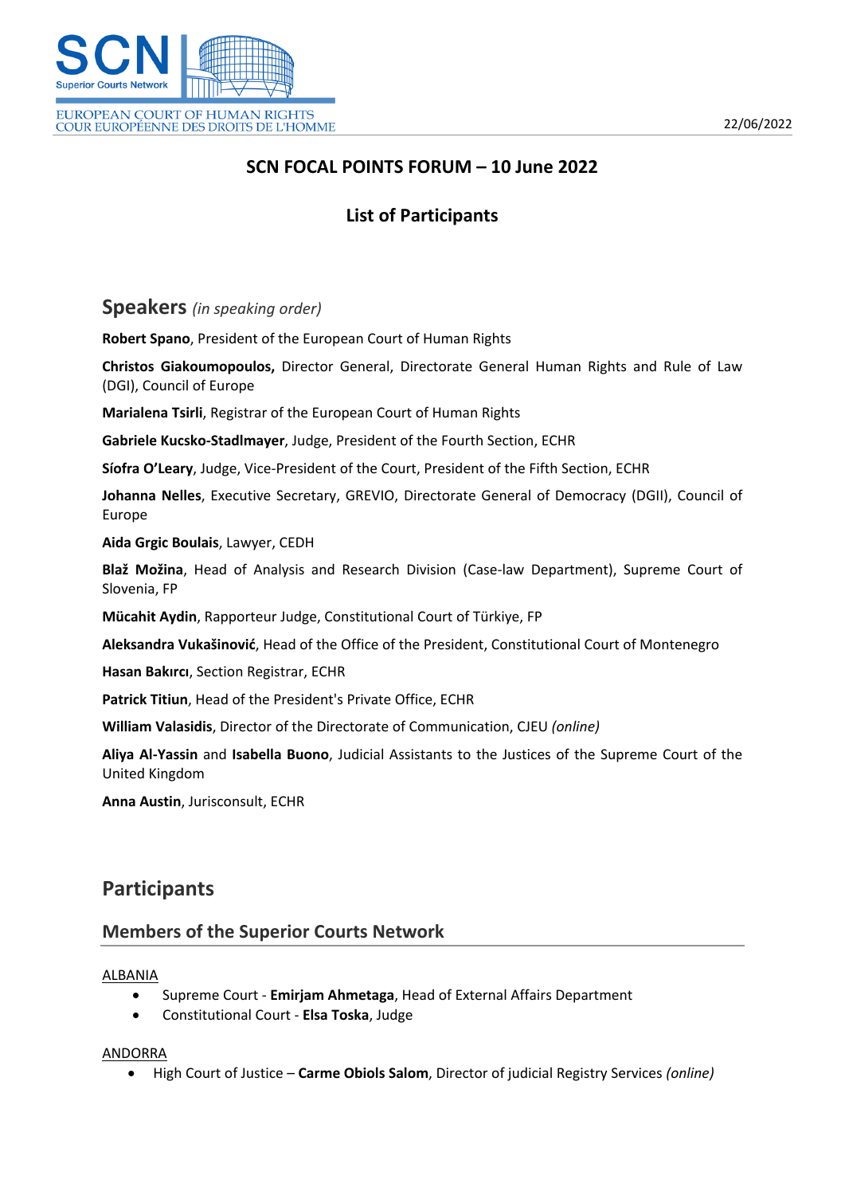22/06/2022

# SCN FOCAL POINTS FORUM – 10 June 2022

## List of Participants

## Speakers *(in speaking order)*

**Robert Spano**, President of the European Court of Human Rights

**Christos Giakoumopoulos,** Director General, Directorate General Human Rights and Rule of Law (DGI), Council of Europe

**Marialena Tsirli**, Registrar of the European Court of Human Rights

**Gabriele Kucsko-Stadlmayer**, Judge, President of the Fourth Section, ECHR

**Síofra O'Leary**, Judge, Vice-President of the Court, President of the Fifth Section, ECHR

**Johanna Nelles**, Executive Secretary, GREVIO, Directorate General of Democracy (DGII), Council of Europe

**Aida Grgic Boulais**, Lawyer, CEDH

**Blaž Možina**, Head of Analysis and Research Division (Case-law Department), Supreme Court of Slovenia, FP

**Mücahit Aydin**, Rapporteur Judge, Constitutional Court of Türkiye, FP

**Aleksandra Vukašinović**, Head of the Office of the President, Constitutional Court of Montenegro

**Hasan Bakırcı**, Section Registrar, ECHR

**Patrick Titiun**, Head of the President's Private Office, ECHR

**William Valasidis**, Director of the Directorate of Communication, CJEU *(online)*

**Aliya Al-Yassin** and **Isabella Buono**, Judicial Assistants to the Justices of the Supreme Court of the United Kingdom

**Anna Austin**, Jurisconsult, ECHR

## Participants

### Members of the Superior Courts Network

ALBANIA

- Supreme Court - **Emirjam Ahmetaga**, Head of External Affairs Department
- Constitutional Court - **Elsa Toska**, Judge

ANDORRA

- High Court of Justice – **Carme Obiols Salom**, Director of judicial Registry Services *(online)*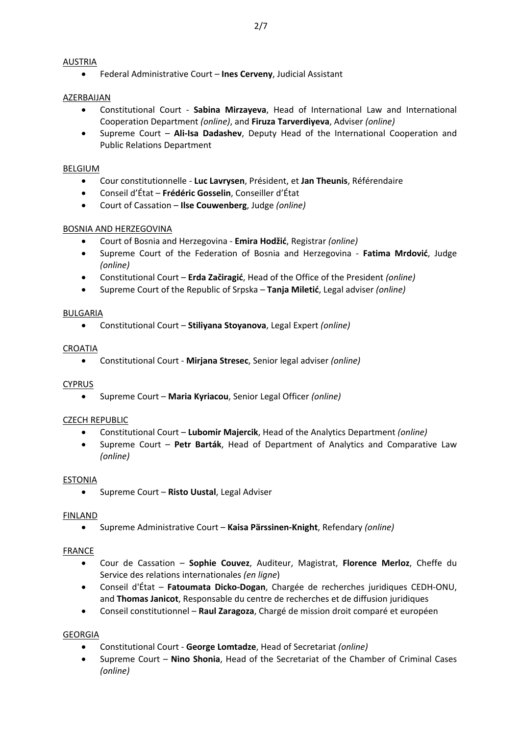AUSTRIA

- Federal Administrative Court – **Ines Cerveny**, Judicial Assistant

AZERBAIJAN

- Constitutional Court - **Sabina Mirzayeva**, Head of International Law and International Cooperation Department *(online)*, and **Firuza Tarverdiyeva**, Adviser *(online)*
- Supreme Court – **Ali-Isa Dadashev**, Deputy Head of the International Cooperation and Public Relations Department

BELGIUM

- Cour constitutionnelle - **Luc Lavrysen**, Président, et **Jan Theunis**, Référendaire
- Conseil d'État – **Frédéric Gosselin**, Conseiller d'État
- Court of Cassation – **Ilse Couwenberg**, Judge *(online)*

BOSNIA AND HERZEGOVINA

- Court of Bosnia and Herzegovina - **Emira Hodžić**, Registrar *(online)*
- Supreme Court of the Federation of Bosnia and Herzegovina - **Fatima Mrdović**, Judge *(online)*
- Constitutional Court – **Erda Začiragić**, Head of the Office of the President *(online)*
- Supreme Court of the Republic of Srpska – **Tanja Miletić**, Legal adviser *(online)*

BULGARIA

- Constitutional Court – **Stiliyana Stoyanova**, Legal Expert *(online)*

CROATIA

- Constitutional Court - **Mirjana Stresec**, Senior legal adviser *(online)*

CYPRUS

- Supreme Court – **Maria Kyriacou**, Senior Legal Officer *(online)*

CZECH REPUBLIC

- Constitutional Court – **Lubomir Majercik**, Head of the Analytics Department *(online)*
- Supreme Court – **Petr Barták**, Head of Department of Analytics and Comparative Law *(online)*

ESTONIA

- Supreme Court – **Risto Uustal**, Legal Adviser

FINLAND

- Supreme Administrative Court – **Kaisa Pärssinen-Knight**, Refendary *(online)*

FRANCE

- Cour de Cassation – **Sophie Couvez**, Auditeur, Magistrat, **Florence Merloz**, Cheffe du Service des relations internationales *(en ligne)*
- Conseil d'État – **Fatoumata Dicko-Dogan**, Chargée de recherches juridiques CEDH-ONU, and **Thomas Janicot**, Responsable du centre de recherches et de diffusion juridiques
- Conseil constitutionnel – **Raul Zaragoza**, Chargé de mission droit comparé et européen

GEORGIA

- Constitutional Court - **George Lomtadze**, Head of Secretariat *(online)*
- Supreme Court – **Nino Shonia**, Head of the Secretariat of the Chamber of Criminal Cases *(online)*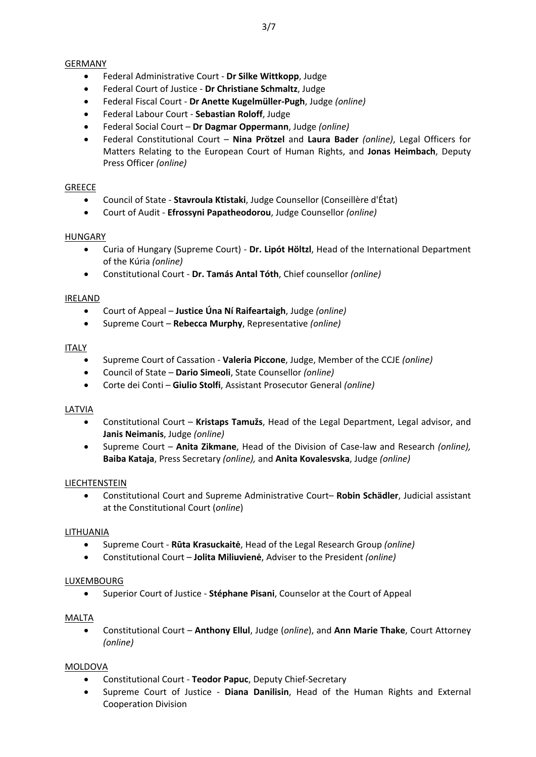<u>GERMANY</u>

- Federal Administrative Court - **Dr Silke Wittkopp**, Judge
- Federal Court of Justice - **Dr Christiane Schmaltz**, Judge
- Federal Fiscal Court - **Dr Anette Kugelmüller-Pugh**, Judge *(online)*
- Federal Labour Court - **Sebastian Roloff**, Judge
- Federal Social Court – **Dr Dagmar Oppermann**, Judge *(online)*
- Federal Constitutional Court – **Nina Prötzel** and **Laura Bader** *(online)*, Legal Officers for Matters Relating to the European Court of Human Rights, and **Jonas Heimbach**, Deputy Press Officer *(online)*

<u>GREECE</u>

- Council of State - **Stavroula Ktistaki**, Judge Counsellor (Conseillère d'État)
- Court of Audit - **Efrossyni Papatheodorou**, Judge Counsellor *(online)*

<u>HUNGARY</u>

- Curia of Hungary (Supreme Court) - **Dr. Lipót Höltzl**, Head of the International Department of the Kúria *(online)*
- Constitutional Court - **Dr. Tamás Antal Tóth**, Chief counsellor *(online)*

<u>IRELAND</u>

- Court of Appeal – **Justice Úna Ní Raifeartaigh**, Judge *(online)*
- Supreme Court – **Rebecca Murphy**, Representative *(online)*

<u>ITALY</u>

- Supreme Court of Cassation - **Valeria Piccone**, Judge, Member of the CCJE *(online)*
- Council of State – **Dario Simeoli**, State Counsellor *(online)*
- Corte dei Conti – **Giulio Stolfi**, Assistant Prosecutor General *(online)*

<u>LATVIA</u>

- Constitutional Court – **Kristaps Tamužs**, Head of the Legal Department, Legal advisor, and **Janis Neimanis**, Judge *(online)*
- Supreme Court – **Anita Zikmane**, Head of the Division of Case-law and Research *(online)*, **Baiba Kataja**, Press Secretary *(online)*, and **Anita Kovalesvska**, Judge *(online)*

<u>LIECHTENSTEIN</u>

- Constitutional Court and Supreme Administrative Court– **Robin Schädler**, Judicial assistant at the Constitutional Court (*online*)

<u>LITHUANIA</u>

- Supreme Court - **Rūta Krasuckaitė**, Head of the Legal Research Group *(online)*
- Constitutional Court – **Jolita Miliuvienė**, Adviser to the President *(online)*

<u>LUXEMBOURG</u>

- Superior Court of Justice - **Stéphane Pisani**, Counselor at the Court of Appeal

<u>MALTA</u>

- Constitutional Court – **Anthony Ellul**, Judge (*online*), and **Ann Marie Thake**, Court Attorney *(online)*

<u>MOLDOVA</u>

- Constitutional Court - **Teodor Papuc**, Deputy Chief-Secretary
- Supreme Court of Justice - **Diana Danilisin**, Head of the Human Rights and External Cooperation Division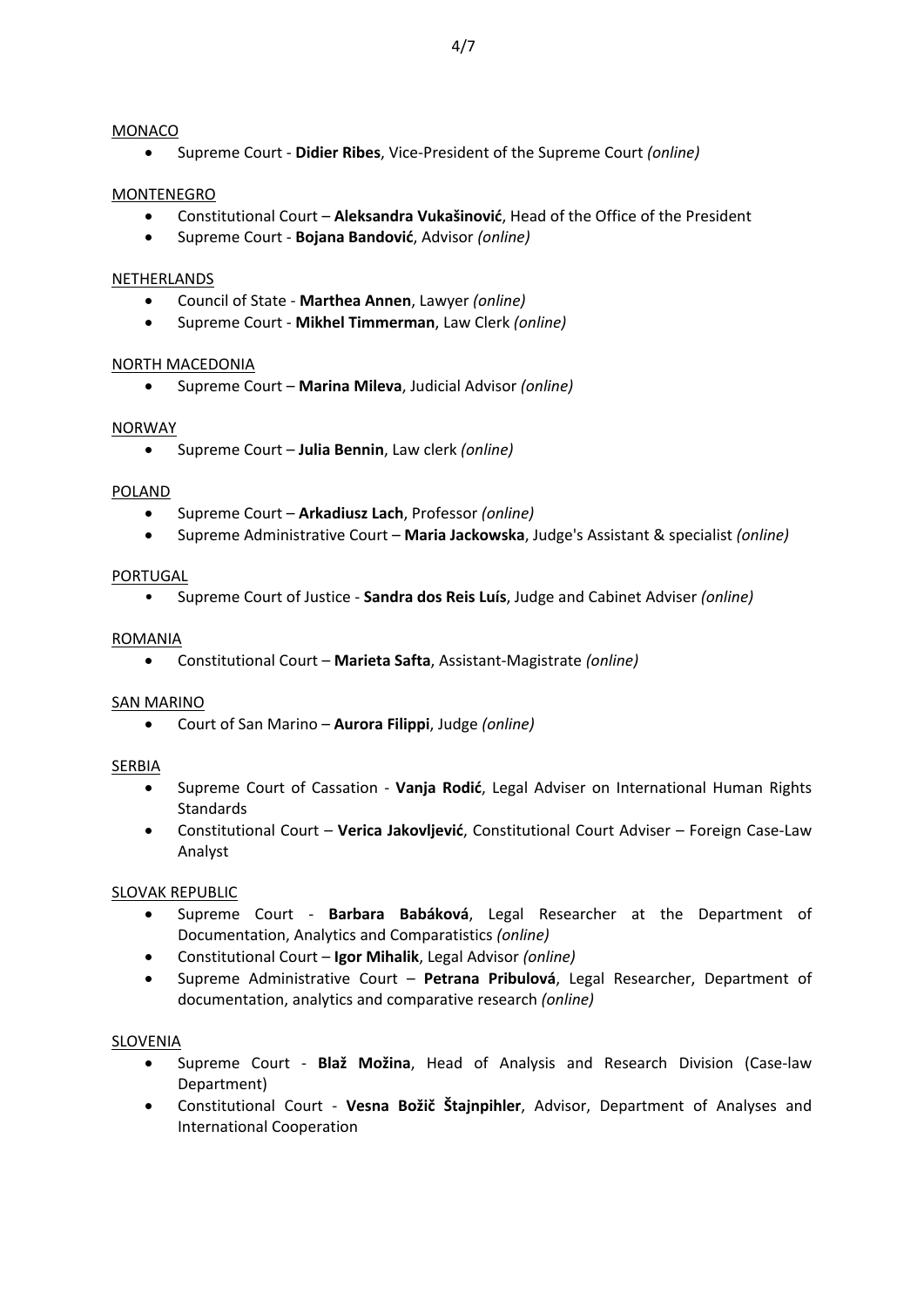MONACO

- Supreme Court - **Didier Ribes**, Vice-President of the Supreme Court *(online)*

MONTENEGRO

- Constitutional Court – **Aleksandra Vukašinović**, Head of the Office of the President
- Supreme Court - **Bojana Bandović**, Advisor *(online)*

NETHERLANDS

- Council of State - **Marthea Annen**, Lawyer *(online)*
- Supreme Court - **Mikhel Timmerman**, Law Clerk *(online)*

NORTH MACEDONIA

- Supreme Court – **Marina Mileva**, Judicial Advisor *(online)*

NORWAY

- Supreme Court – **Julia Bennin**, Law clerk *(online)*

POLAND

- Supreme Court – **Arkadiusz Lach**, Professor *(online)*
- Supreme Administrative Court – **Maria Jackowska**, Judge's Assistant & specialist *(online)*

PORTUGAL

- Supreme Court of Justice - **Sandra dos Reis Luís**, Judge and Cabinet Adviser *(online)*

ROMANIA

- Constitutional Court – **Marieta Safta**, Assistant-Magistrate *(online)*

SAN MARINO

- Court of San Marino – **Aurora Filippi**, Judge *(online)*

SERBIA

- Supreme Court of Cassation - **Vanja Rodić**, Legal Adviser on International Human Rights Standards
- Constitutional Court – **Verica Jakovljević**, Constitutional Court Adviser – Foreign Case-Law Analyst

SLOVAK REPUBLIC

- Supreme Court - **Barbara Babáková**, Legal Researcher at the Department of Documentation, Analytics and Comparatistics *(online)*
- Constitutional Court – **Igor Mihalik**, Legal Advisor *(online)*
- Supreme Administrative Court – **Petrana Pribulová**, Legal Researcher, Department of documentation, analytics and comparative research *(online)*

SLOVENIA

- Supreme Court - **Blaž Možina**, Head of Analysis and Research Division (Case-law Department)
- Constitutional Court - **Vesna Božič Štajnpihler**, Advisor, Department of Analyses and International Cooperation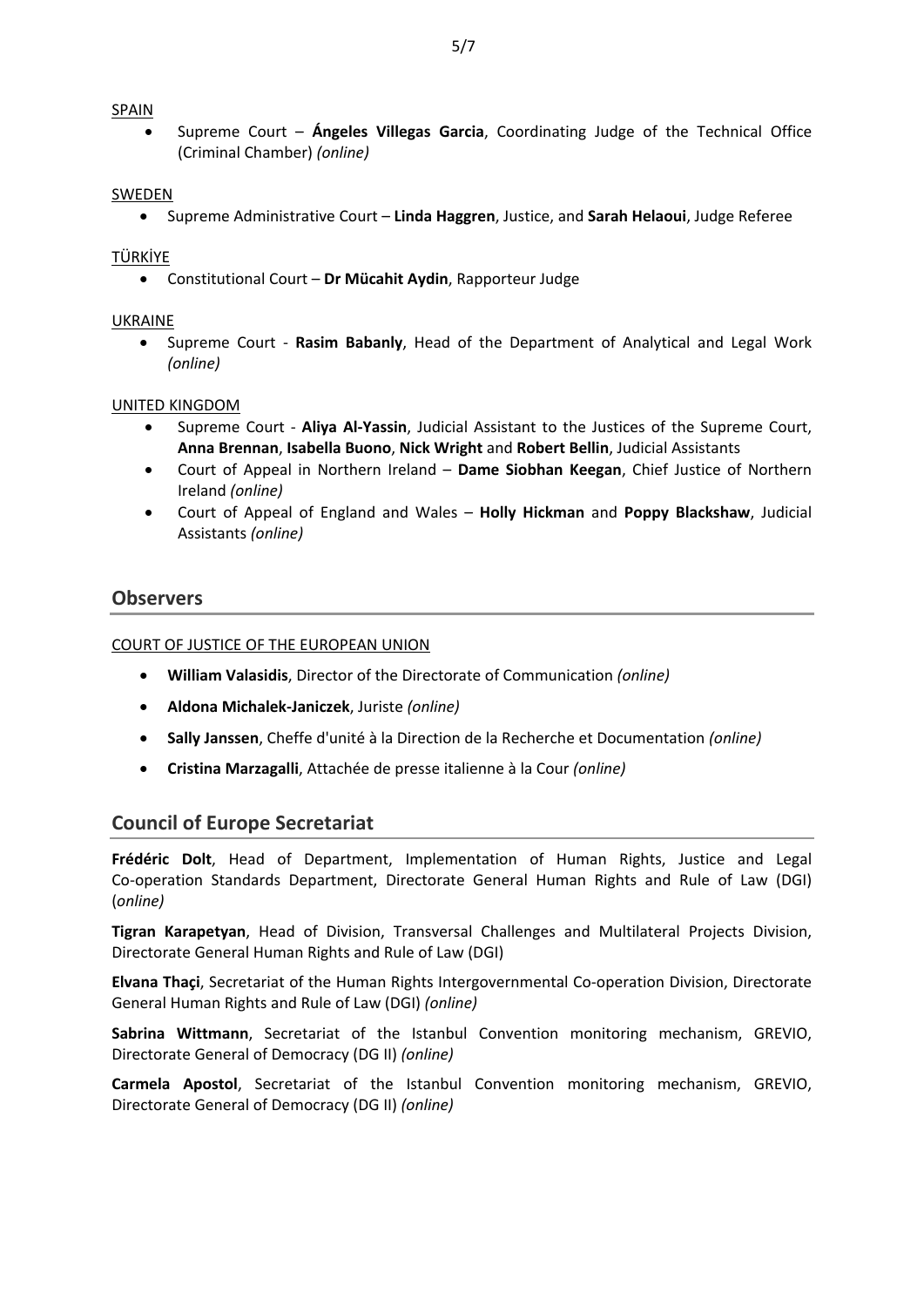<u>SPAIN</u>

- Supreme Court – **Ángeles Villegas Garcia**, Coordinating Judge of the Technical Office (Criminal Chamber) *(online)*

<u>SWEDEN</u>

- Supreme Administrative Court – **Linda Haggren**, Justice, and **Sarah Helaoui**, Judge Referee

<u>TÜRKİYE</u>

- Constitutional Court – **Dr Mücahit Aydin**, Rapporteur Judge

<u>UKRAINE</u>

- Supreme Court - **Rasim Babanly**, Head of the Department of Analytical and Legal Work *(online)*

<u>UNITED KINGDOM</u>

- Supreme Court - **Aliya Al-Yassin**, Judicial Assistant to the Justices of the Supreme Court, **Anna Brennan**, **Isabella Buono**, **Nick Wright** and **Robert Bellin**, Judicial Assistants
- Court of Appeal in Northern Ireland – **Dame Siobhan Keegan**, Chief Justice of Northern Ireland *(online)*
- Court of Appeal of England and Wales – **Holly Hickman** and **Poppy Blackshaw**, Judicial Assistants *(online)*

## Observers

<u>COURT OF JUSTICE OF THE EUROPEAN UNION</u>

- **William Valasidis**, Director of the Directorate of Communication *(online)*
- **Aldona Michalek-Janiczek**, Juriste *(online)*
- **Sally Janssen**, Cheffe d'unité à la Direction de la Recherche et Documentation *(online)*
- **Cristina Marzagalli**, Attachée de presse italienne à la Cour *(online)*

## Council of Europe Secretariat

**Frédéric Dolt**, Head of Department, Implementation of Human Rights, Justice and Legal Co-operation Standards Department, Directorate General Human Rights and Rule of Law (DGI) (*online)*

**Tigran Karapetyan**, Head of Division, Transversal Challenges and Multilateral Projects Division, Directorate General Human Rights and Rule of Law (DGI)

**Elvana Thaçi**, Secretariat of the Human Rights Intergovernmental Co-operation Division, Directorate General Human Rights and Rule of Law (DGI) *(online)*

**Sabrina Wittmann**, Secretariat of the Istanbul Convention monitoring mechanism, GREVIO, Directorate General of Democracy (DG II) *(online)*

**Carmela Apostol**, Secretariat of the Istanbul Convention monitoring mechanism, GREVIO, Directorate General of Democracy (DG II) *(online)*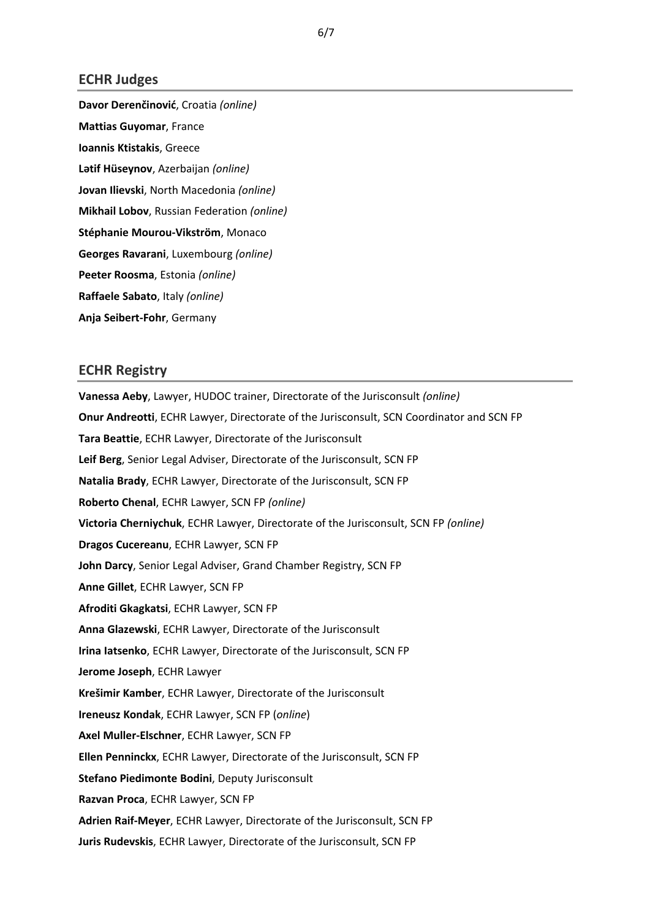## ECHR Judges

**Davor Derenčinović**, Croatia *(online)*

**Mattias Guyomar**, France

**Ioannis Ktistakis**, Greece

**Lətif Hüseynov**, Azerbaijan *(online)*

**Jovan Ilievski**, North Macedonia *(online)*

**Mikhail Lobov**, Russian Federation *(online)*

**Stéphanie Mourou-Vikström**, Monaco

**Georges Ravarani**, Luxembourg *(online)*

**Peeter Roosma**, Estonia *(online)*

**Raffaele Sabato**, Italy *(online)*

**Anja Seibert-Fohr**, Germany

## ECHR Registry

**Vanessa Aeby**, Lawyer, HUDOC trainer, Directorate of the Jurisconsult *(online)*

**Onur Andreotti**, ECHR Lawyer, Directorate of the Jurisconsult, SCN Coordinator and SCN FP

**Tara Beattie**, ECHR Lawyer, Directorate of the Jurisconsult

**Leif Berg**, Senior Legal Adviser, Directorate of the Jurisconsult, SCN FP

**Natalia Brady**, ECHR Lawyer, Directorate of the Jurisconsult, SCN FP

**Roberto Chenal**, ECHR Lawyer, SCN FP *(online)*

**Victoria Cherniychuk**, ECHR Lawyer, Directorate of the Jurisconsult, SCN FP *(online)*

**Dragos Cucereanu**, ECHR Lawyer, SCN FP

**John Darcy**, Senior Legal Adviser, Grand Chamber Registry, SCN FP

**Anne Gillet**, ECHR Lawyer, SCN FP

**Afroditi Gkagkatsi**, ECHR Lawyer, SCN FP

**Anna Glazewski**, ECHR Lawyer, Directorate of the Jurisconsult

**Irina Iatsenko**, ECHR Lawyer, Directorate of the Jurisconsult, SCN FP

**Jerome Joseph**, ECHR Lawyer

**Krešimir Kamber**, ECHR Lawyer, Directorate of the Jurisconsult

**Ireneusz Kondak**, ECHR Lawyer, SCN FP (*online*)

**Axel Muller-Elschner**, ECHR Lawyer, SCN FP

**Ellen Penninckx**, ECHR Lawyer, Directorate of the Jurisconsult, SCN FP

**Stefano Piedimonte Bodini**, Deputy Jurisconsult

**Razvan Proca**, ECHR Lawyer, SCN FP

**Adrien Raif-Meyer**, ECHR Lawyer, Directorate of the Jurisconsult, SCN FP

**Juris Rudevskis**, ECHR Lawyer, Directorate of the Jurisconsult, SCN FP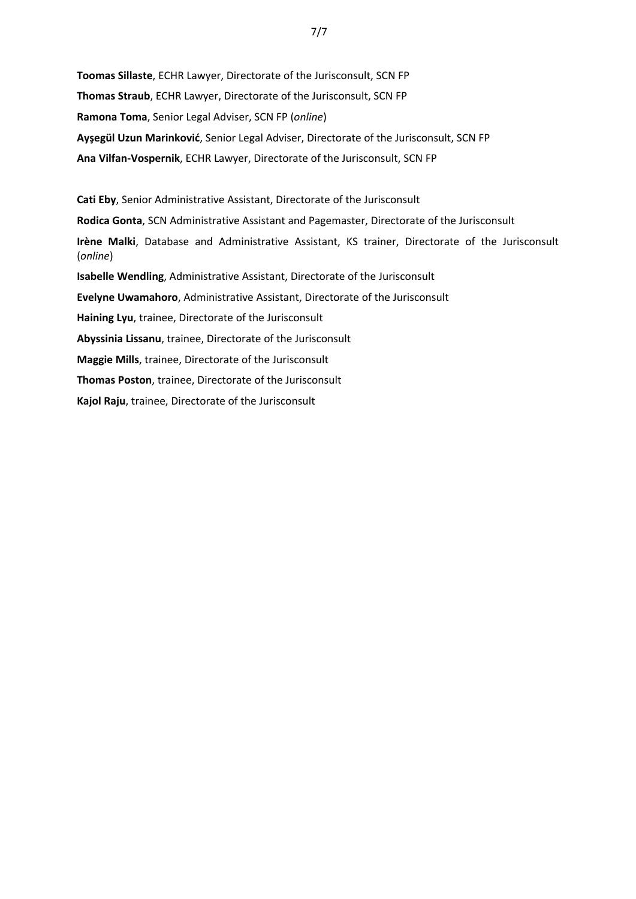**Toomas Sillaste**, ECHR Lawyer, Directorate of the Jurisconsult, SCN FP

**Thomas Straub**, ECHR Lawyer, Directorate of the Jurisconsult, SCN FP

**Ramona Toma**, Senior Legal Adviser, SCN FP (*online*)

**Ayşegül Uzun Marinković**, Senior Legal Adviser, Directorate of the Jurisconsult, SCN FP

**Ana Vilfan-Vospernik**, ECHR Lawyer, Directorate of the Jurisconsult, SCN FP

**Cati Eby**, Senior Administrative Assistant, Directorate of the Jurisconsult

**Rodica Gonta**, SCN Administrative Assistant and Pagemaster, Directorate of the Jurisconsult

**Irène Malki**, Database and Administrative Assistant, KS trainer, Directorate of the Jurisconsult (*online*)

**Isabelle Wendling**, Administrative Assistant, Directorate of the Jurisconsult

**Evelyne Uwamahoro**, Administrative Assistant, Directorate of the Jurisconsult

**Haining Lyu**, trainee, Directorate of the Jurisconsult

**Abyssinia Lissanu**, trainee, Directorate of the Jurisconsult

**Maggie Mills**, trainee, Directorate of the Jurisconsult

**Thomas Poston**, trainee, Directorate of the Jurisconsult

**Kajol Raju**, trainee, Directorate of the Jurisconsult